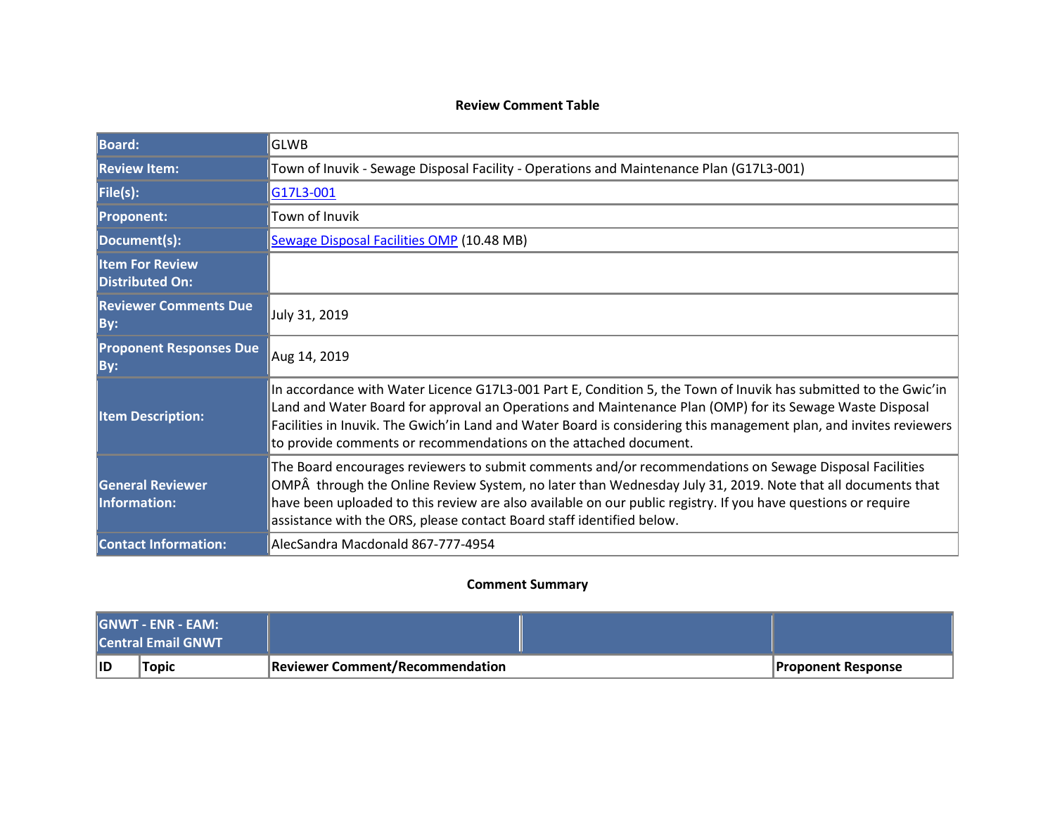## Review Comment Table

| Board: | GLWB |
|---|---|
| Review Item: | Town of Inuvik - Sewage Disposal Facility - Operations and Maintenance Plan (G17L3-001) |
| File(s): | G17L3-001 |
| Proponent: | Town of Inuvik |
| Document(s): | Sewage Disposal Facilities OMP (10.48 MB) |
| Item For Review Distributed On: | |
| Reviewer Comments Due By: | July 31, 2019 |
| Proponent Responses Due By: | Aug 14, 2019 |
| Item Description: | In accordance with Water Licence G17L3-001 Part E, Condition 5, the Town of Inuvik has submitted to the Gwic'in Land and Water Board for approval an Operations and Maintenance Plan (OMP) for its Sewage Waste Disposal Facilities in Inuvik. The Gwich'in Land and Water Board is considering this management plan, and invites reviewers to provide comments or recommendations on the attached document. |
| General Reviewer Information: | The Board encourages reviewers to submit comments and/or recommendations on Sewage Disposal Facilities OMPÂ  through the Online Review System, no later than Wednesday July 31, 2019. Note that all documents that have been uploaded to this review are also available on our public registry. If you have questions or require assistance with the ORS, please contact Board staff identified below. |
| Contact Information: | AlecSandra Macdonald 867-777-4954 |

## Comment Summary

| GNWT - ENR - EAM: Central Email GNWT | | | |
|---|---|---|---|
| ID | Topic | Reviewer Comment/Recommendation | Proponent Response |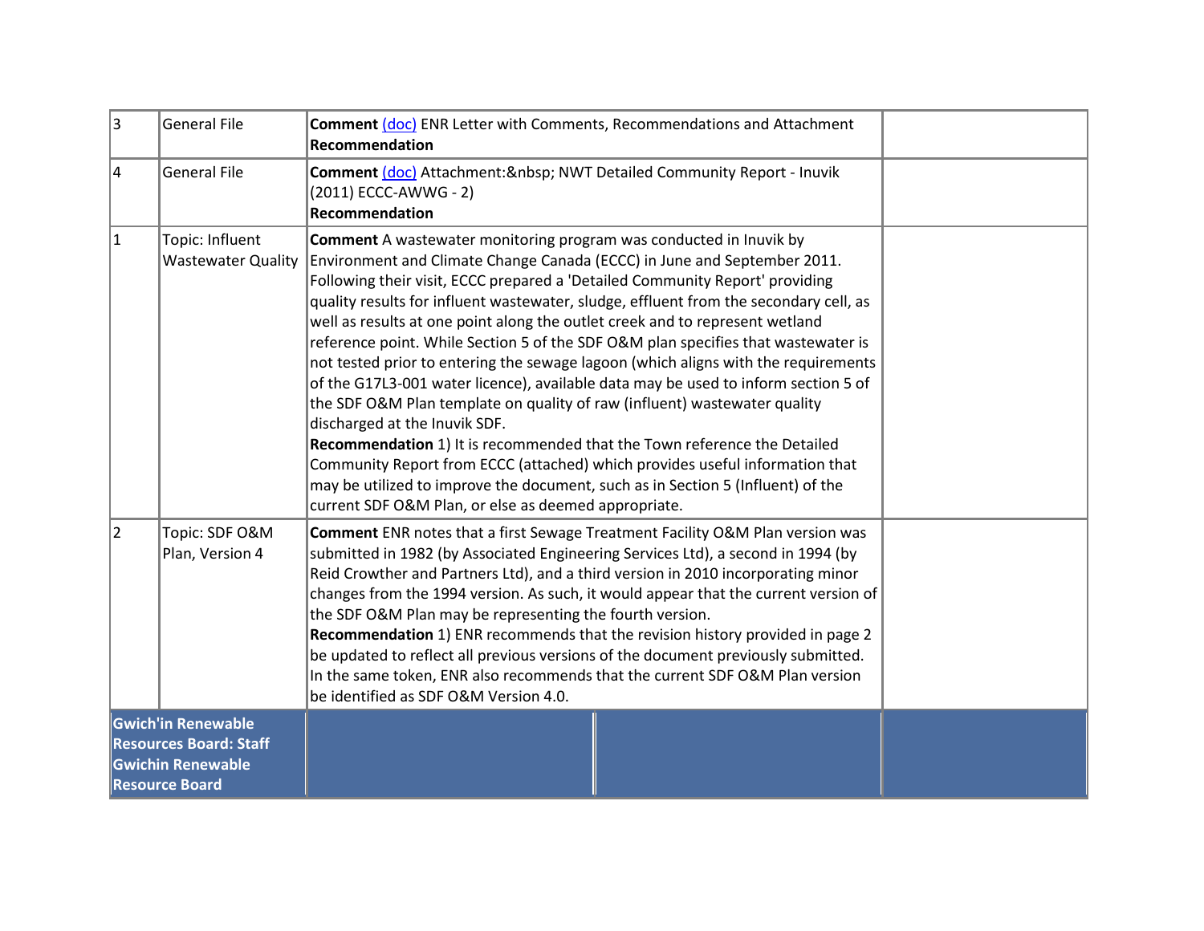| | | | |
|---|---|---|---|
| 3 | General File | **Comment** (doc) ENR Letter with Comments, Recommendations and Attachment<br>**Recommendation** | |
| 4 | General File | **Comment** (doc) Attachment:&nbsp; NWT Detailed Community Report - Inuvik (2011) ECCC-AWWG - 2)<br>**Recommendation** | |
| 1 | Topic: Influent Wastewater Quality | **Comment** A wastewater monitoring program was conducted in Inuvik by Environment and Climate Change Canada (ECCC) in June and September 2011. Following their visit, ECCC prepared a 'Detailed Community Report' providing quality results for influent wastewater, sludge, effluent from the secondary cell, as well as results at one point along the outlet creek and to represent wetland reference point. While Section 5 of the SDF O&M plan specifies that wastewater is not tested prior to entering the sewage lagoon (which aligns with the requirements of the G17L3-001 water licence), available data may be used to inform section 5 of the SDF O&M Plan template on quality of raw (influent) wastewater quality discharged at the Inuvik SDF.<br>**Recommendation** 1) It is recommended that the Town reference the Detailed Community Report from ECCC (attached) which provides useful information that may be utilized to improve the document, such as in Section 5 (Influent) of the current SDF O&M Plan, or else as deemed appropriate. | |
| 2 | Topic: SDF O&M Plan, Version 4 | **Comment** ENR notes that a first Sewage Treatment Facility O&M Plan version was submitted in 1982 (by Associated Engineering Services Ltd), a second in 1994 (by Reid Crowther and Partners Ltd), and a third version in 2010 incorporating minor changes from the 1994 version. As such, it would appear that the current version of the SDF O&M Plan may be representing the fourth version.<br>**Recommendation** 1) ENR recommends that the revision history provided in page 2 be updated to reflect all previous versions of the document previously submitted. In the same token, ENR also recommends that the current SDF O&M Plan version be identified as SDF O&M Version 4.0. | |
| **Gwich'in Renewable Resources Board: Staff Gwichin Renewable Resource Board** | | | |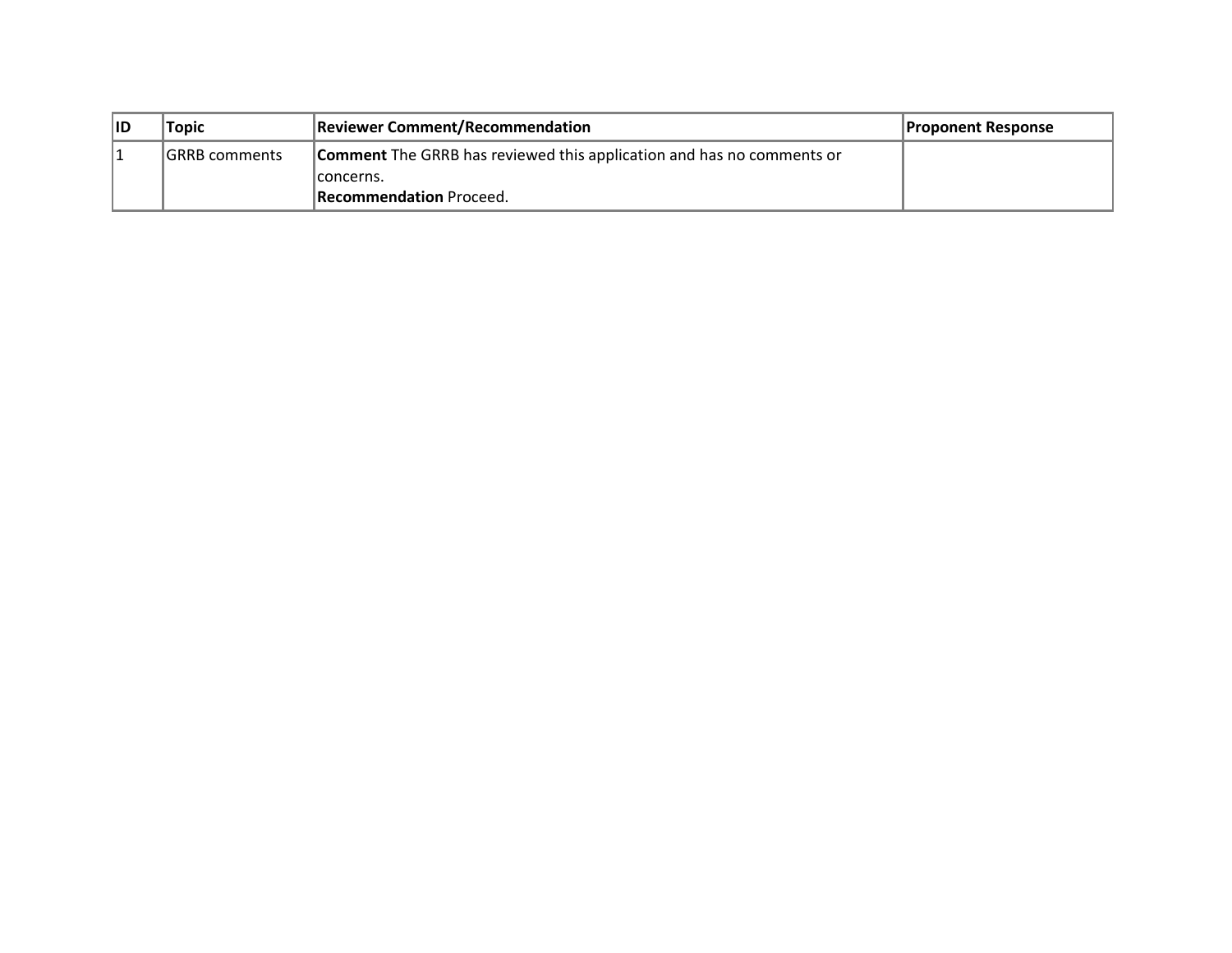| ID | Topic | Reviewer Comment/Recommendation | Proponent Response |
| --- | --- | --- | --- |
| 1 | GRRB comments | **Comment** The GRRB has reviewed this application and has no comments or concerns.<br>**Recommendation** Proceed. | |